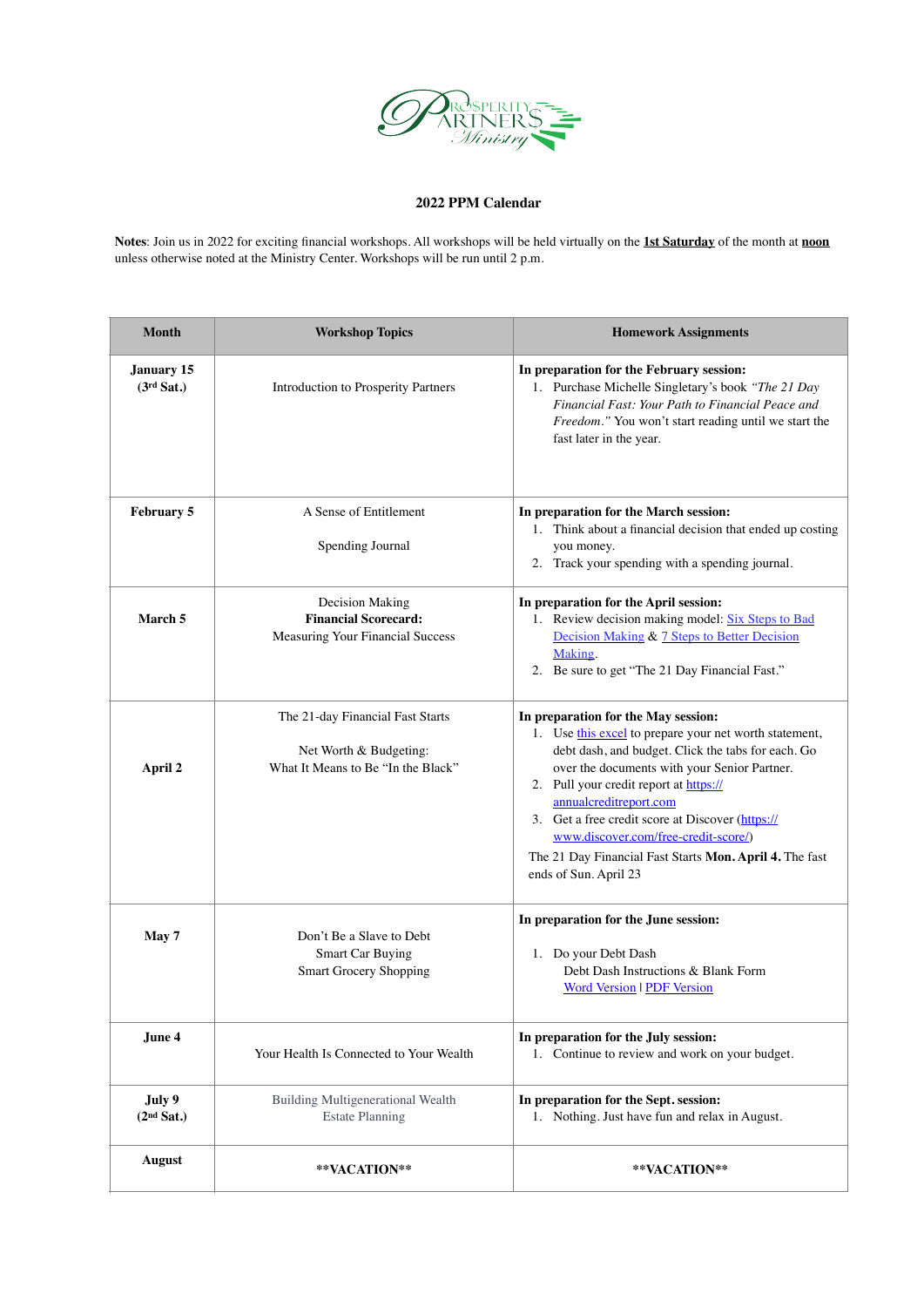# 2022 PPM Calendar

**Notes**: Join us in 2022 for exciting financial workshops. All workshops will be held virtually on the **1st Saturday** of the month at **noon** unless otherwise noted at the Ministry Center. Workshops will be run until 2 p.m.

| Month | Workshop Topics | Homework Assignments |
|---|---|---|
| **January 15 (3rd Sat.)** | Introduction to Prosperity Partners | **In preparation for the February session:** 1. Purchase Michelle Singletary's book *"The 21 Day Financial Fast: Your Path to Financial Peace and Freedom."* You won't start reading until we start the fast later in the year. |
| **February 5** | A Sense of Entitlement<br><br>Spending Journal | **In preparation for the March session:** 1. Think about a financial decision that ended up costing you money. 2. Track your spending with a spending journal. |
| **March 5** | Decision Making<br>**Financial Scorecard:**<br>Measuring Your Financial Success | **In preparation for the April session:** 1. Review decision making model: Six Steps to Bad Decision Making & 7 Steps to Better Decision Making. 2. Be sure to get "The 21 Day Financial Fast." |
| **April 2** | The 21-day Financial Fast Starts<br><br>Net Worth & Budgeting:<br>What It Means to Be "In the Black" | **In preparation for the May session:** 1. Use this excel to prepare your net worth statement, debt dash, and budget. Click the tabs for each. Go over the documents with your Senior Partner. 2. Pull your credit report at https://annualcreditreport.com 3. Get a free credit score at Discover (https://www.discover.com/free-credit-score/)<br>The 21 Day Financial Fast Starts **Mon. April 4.** The fast ends of Sun. April 23 |
| **May 7** | Don't Be a Slave to Debt<br>Smart Car Buying<br>Smart Grocery Shopping | **In preparation for the June session:** 1. Do your Debt Dash<br>Debt Dash Instructions & Blank Form<br>Word Version \| PDF Version |
| **June 4** | Your Health Is Connected to Your Wealth | **In preparation for the July session:** 1. Continue to review and work on your budget. |
| **July 9 (2nd Sat.)** | Building Multigenerational Wealth<br>Estate Planning | **In preparation for the Sept. session:** 1. Nothing. Just have fun and relax in August. |
| **August** | **\*\*VACATION\*\*** | **\*\*VACATION\*\*** |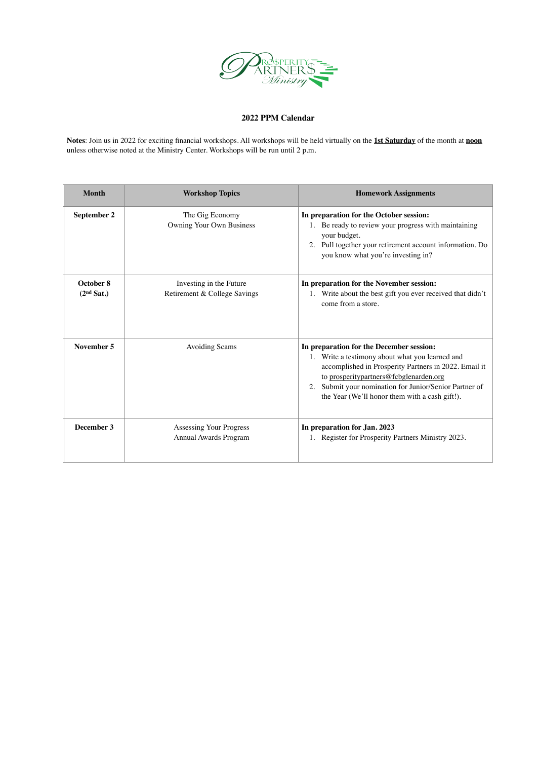**2022 PPM Calendar**

**Notes**: Join us in 2022 for exciting financial workshops. All workshops will be held virtually on the **1st Saturday** of the month at **noon** unless otherwise noted at the Ministry Center. Workshops will be run until 2 p.m.

| Month | Workshop Topics | Homework Assignments |
|---|---|---|
| **September 2** | The Gig Economy<br>Owning Your Own Business | **In preparation for the October session:**<br>1. Be ready to review your progress with maintaining your budget.<br>2. Pull together your retirement account information. Do you know what you're investing in? |
| **October 8 (2nd Sat.)** | Investing in the Future<br>Retirement & College Savings | **In preparation for the November session:**<br>1. Write about the best gift you ever received that didn't come from a store. |
| **November 5** | Avoiding Scams | **In preparation for the December session:**<br>1. Write a testimony about what you learned and accomplished in Prosperity Partners in 2022. Email it to prosperitypartners@fcbglenarden.org<br>2. Submit your nomination for Junior/Senior Partner of the Year (We'll honor them with a cash gift!). |
| **December 3** | Assessing Your Progress<br>Annual Awards Program | **In preparation for Jan. 2023**<br>1. Register for Prosperity Partners Ministry 2023. |